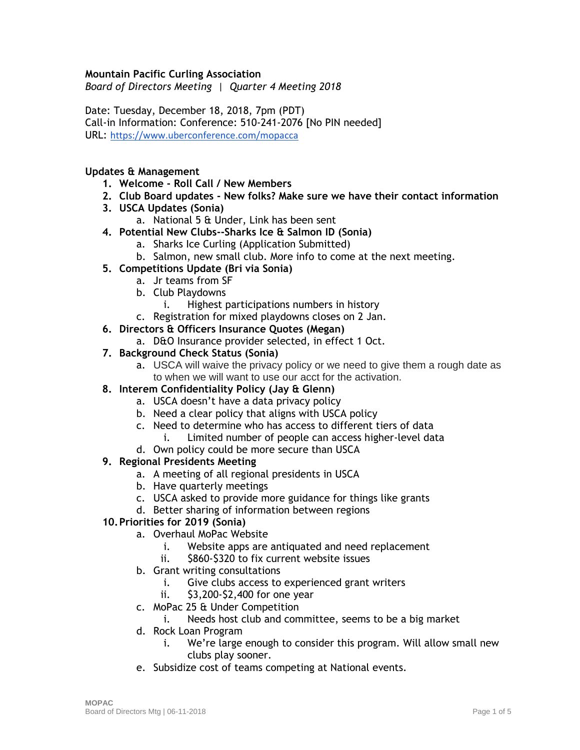**Mountain Pacific Curling Association**
*Board of Directors Meeting | Quarter 4 Meeting 2018*

Date: Tuesday, December 18, 2018, 7pm (PDT)
Call-in Information: Conference: 510-241-2076 [No PIN needed]
URL: https://www.uberconference.com/mopacca

**Updates & Management**

1. **Welcome - Roll Call / New Members**
2. **Club Board updates - New folks? Make sure we have their contact information**
3. **USCA Updates (Sonia)**
   a. National 5 & Under, Link has been sent
4. **Potential New Clubs--Sharks Ice & Salmon ID (Sonia)**
   a. Sharks Ice Curling (Application Submitted)
   b. Salmon, new small club. More info to come at the next meeting.
5. **Competitions Update (Bri via Sonia)**
   a. Jr teams from SF
   b. Club Playdowns
      i. Highest participations numbers in history
   c. Registration for mixed playdowns closes on 2 Jan.
6. **Directors & Officers Insurance Quotes (Megan)**
   a. D&O Insurance provider selected, in effect 1 Oct.
7. **Background Check Status (Sonia)**
   a. USCA will waive the privacy policy or we need to give them a rough date as to when we will want to use our acct for the activation.
8. **Interem Confidentiality Policy (Jay & Glenn)**
   a. USCA doesn't have a data privacy policy
   b. Need a clear policy that aligns with USCA policy
   c. Need to determine who has access to different tiers of data
      i. Limited number of people can access higher-level data
   d. Own policy could be more secure than USCA
9. **Regional Presidents Meeting**
   a. A meeting of all regional presidents in USCA
   b. Have quarterly meetings
   c. USCA asked to provide more guidance for things like grants
   d. Better sharing of information between regions
10. **Priorities for 2019 (Sonia)**
    a. Overhaul MoPac Website
       i. Website apps are antiquated and need replacement
       ii. $860-$320 to fix current website issues
    b. Grant writing consultations
       i. Give clubs access to experienced grant writers
       ii. $3,200-$2,400 for one year
    c. MoPac 25 & Under Competition
       i. Needs host club and committee, seems to be a big market
    d. Rock Loan Program
       i. We're large enough to consider this program. Will allow small new clubs play sooner.
    e. Subsidize cost of teams competing at National events.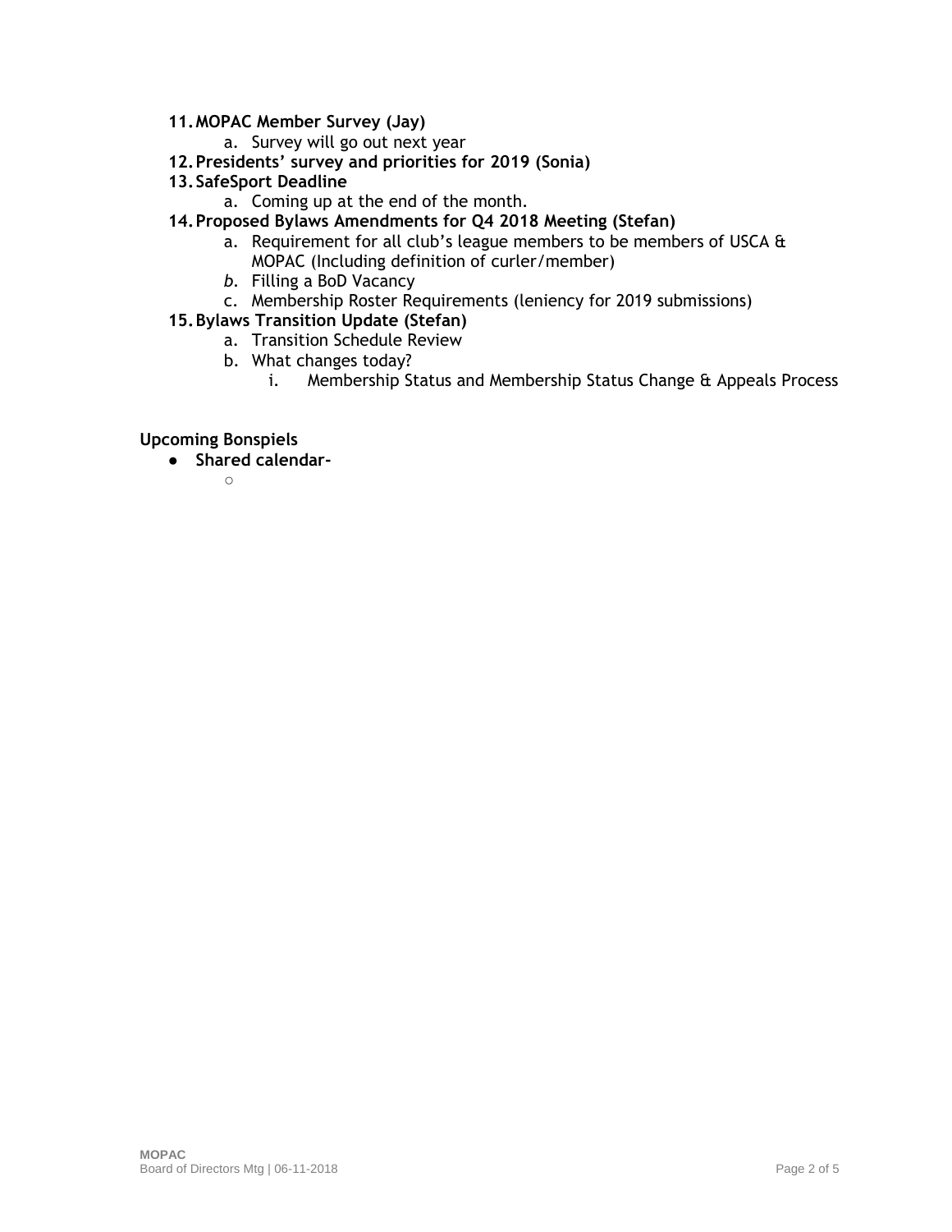11. **MOPAC Member Survey (Jay)**
    a. Survey will go out next year
12. **Presidents' survey and priorities for 2019 (Sonia)**
13. **SafeSport Deadline**
    a. Coming up at the end of the month.
14. **Proposed Bylaws Amendments for Q4 2018 Meeting (Stefan)**
    a. Requirement for all club's league members to be members of USCA & MOPAC (Including definition of curler/member)
    *b.* Filling a BoD Vacancy
    c. Membership Roster Requirements (leniency for 2019 submissions)
15. **Bylaws Transition Update (Stefan)**
    a. Transition Schedule Review
    b. What changes today?
        i. Membership Status and Membership Status Change & Appeals Process

**Upcoming Bonspiels**

- **Shared calendar-**
    -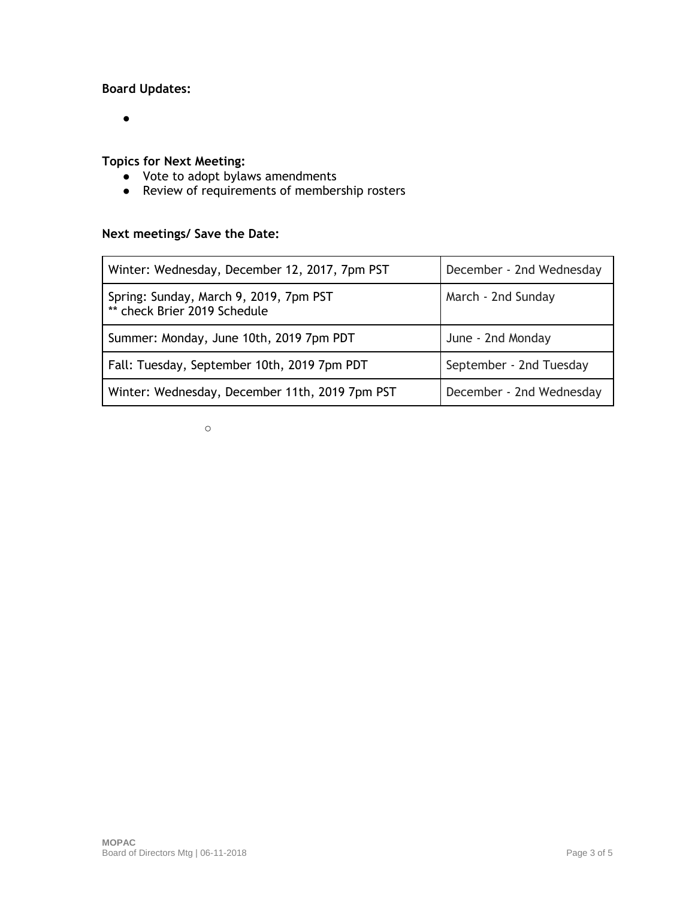**Board Updates:**

- 

**Topics for Next Meeting:**

- Vote to adopt bylaws amendments
- Review of requirements of membership rosters

**Next meetings/ Save the Date:**

| Winter: Wednesday, December 12, 2017, 7pm PST | December - 2nd Wednesday |
|---|---|
| Spring: Sunday, March 9, 2019, 7pm PST<br>** check Brier 2019 Schedule | March - 2nd Sunday |
| Summer: Monday, June 10th, 2019 7pm PDT | June - 2nd Monday |
| Fall: Tuesday, September 10th, 2019 7pm PDT | September - 2nd Tuesday |
| Winter: Wednesday, December 11th, 2019 7pm PST | December - 2nd Wednesday |

- ○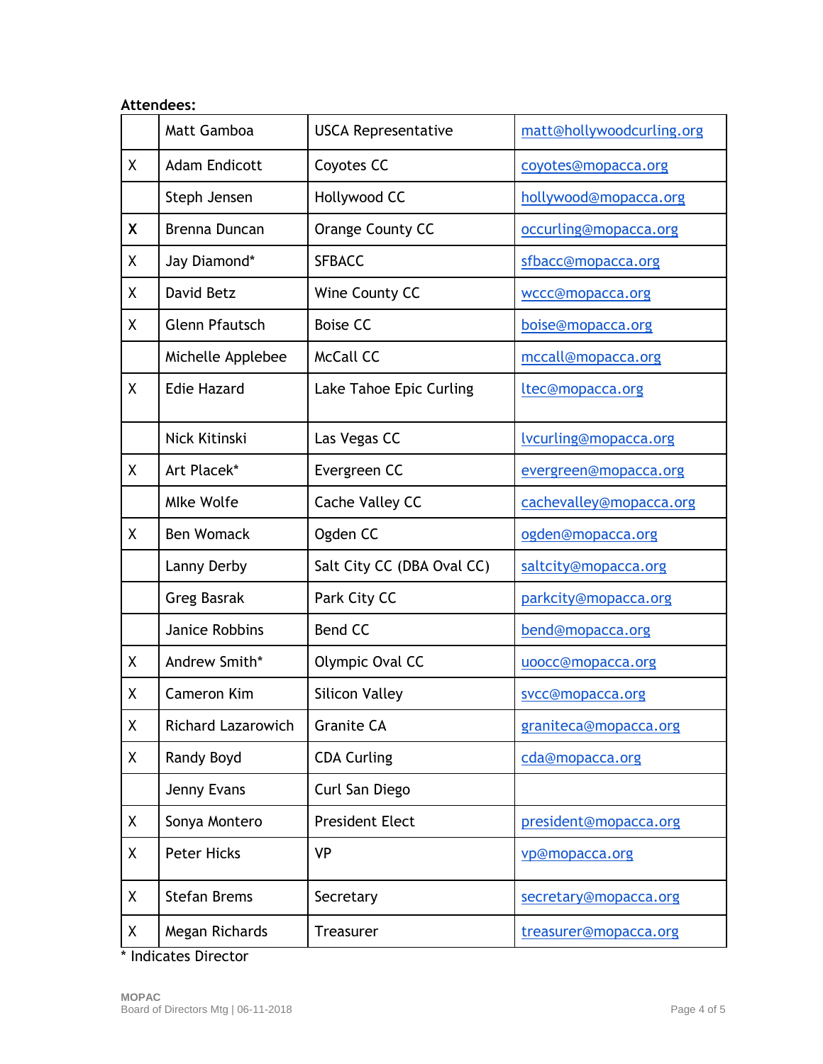**Attendees:**

| | | | |
|---|---|---|---|
| | Matt Gamboa | USCA Representative | matt@hollywoodcurling.org |
| X | Adam Endicott | Coyotes CC | coyotes@mopacca.org |
| | Steph Jensen | Hollywood CC | hollywood@mopacca.org |
| X | Brenna Duncan | Orange County CC | occurling@mopacca.org |
| X | Jay Diamond* | SFBACC | sfbacc@mopacca.org |
| X | David Betz | Wine County CC | wccc@mopacca.org |
| X | Glenn Pfautsch | Boise CC | boise@mopacca.org |
| | Michelle Applebee | McCall CC | mccall@mopacca.org |
| X | Edie Hazard | Lake Tahoe Epic Curling | ltec@mopacca.org |
| | Nick Kitinski | Las Vegas CC | lvcurling@mopacca.org |
| X | Art Placek* | Evergreen CC | evergreen@mopacca.org |
| | MIke Wolfe | Cache Valley CC | cachevalley@mopacca.org |
| X | Ben Womack | Ogden CC | ogden@mopacca.org |
| | Lanny Derby | Salt City CC (DBA Oval CC) | saltcity@mopacca.org |
| | Greg Basrak | Park City CC | parkcity@mopacca.org |
| | Janice Robbins | Bend CC | bend@mopacca.org |
| X | Andrew Smith* | Olympic Oval CC | uoocc@mopacca.org |
| X | Cameron Kim | Silicon Valley | svcc@mopacca.org |
| X | Richard Lazarowich | Granite CA | graniteca@mopacca.org |
| X | Randy Boyd | CDA Curling | cda@mopacca.org |
| | Jenny Evans | Curl San Diego | |
| X | Sonya Montero | President Elect | president@mopacca.org |
| X | Peter Hicks | VP | vp@mopacca.org |
| X | Stefan Brems | Secretary | secretary@mopacca.org |
| X | Megan Richards | Treasurer | treasurer@mopacca.org |

* Indicates Director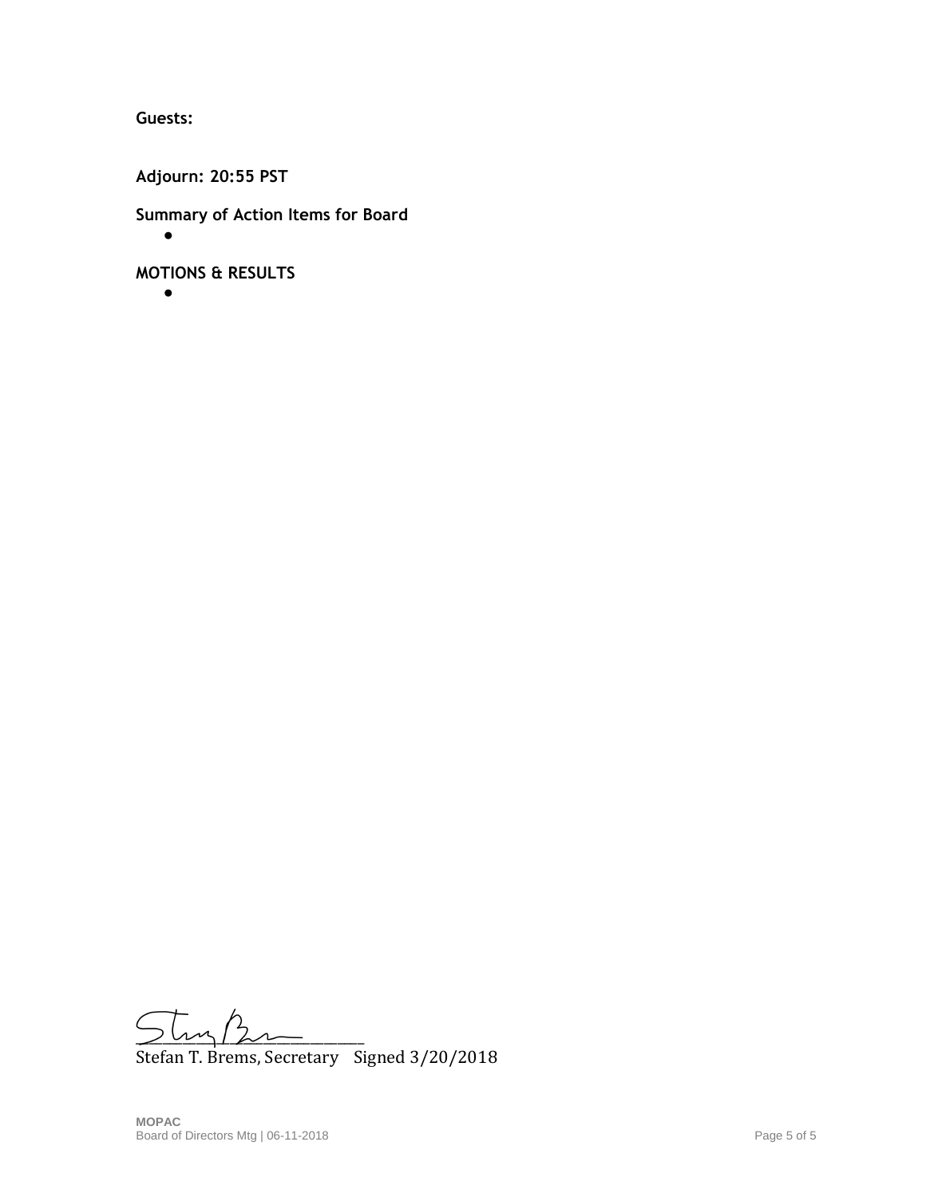**Guests:**

**Adjourn: 20:55 PST**

**Summary of Action Items for Board**

- 

**MOTIONS & RESULTS**

- 

\_\_\_\_\_\_\_\_\_\_\_\_\_\_\_\_\_\_\_\_\_\_\_\_\_\_\_\_

Stefan T. Brems, Secretary    Signed 3/20/2018